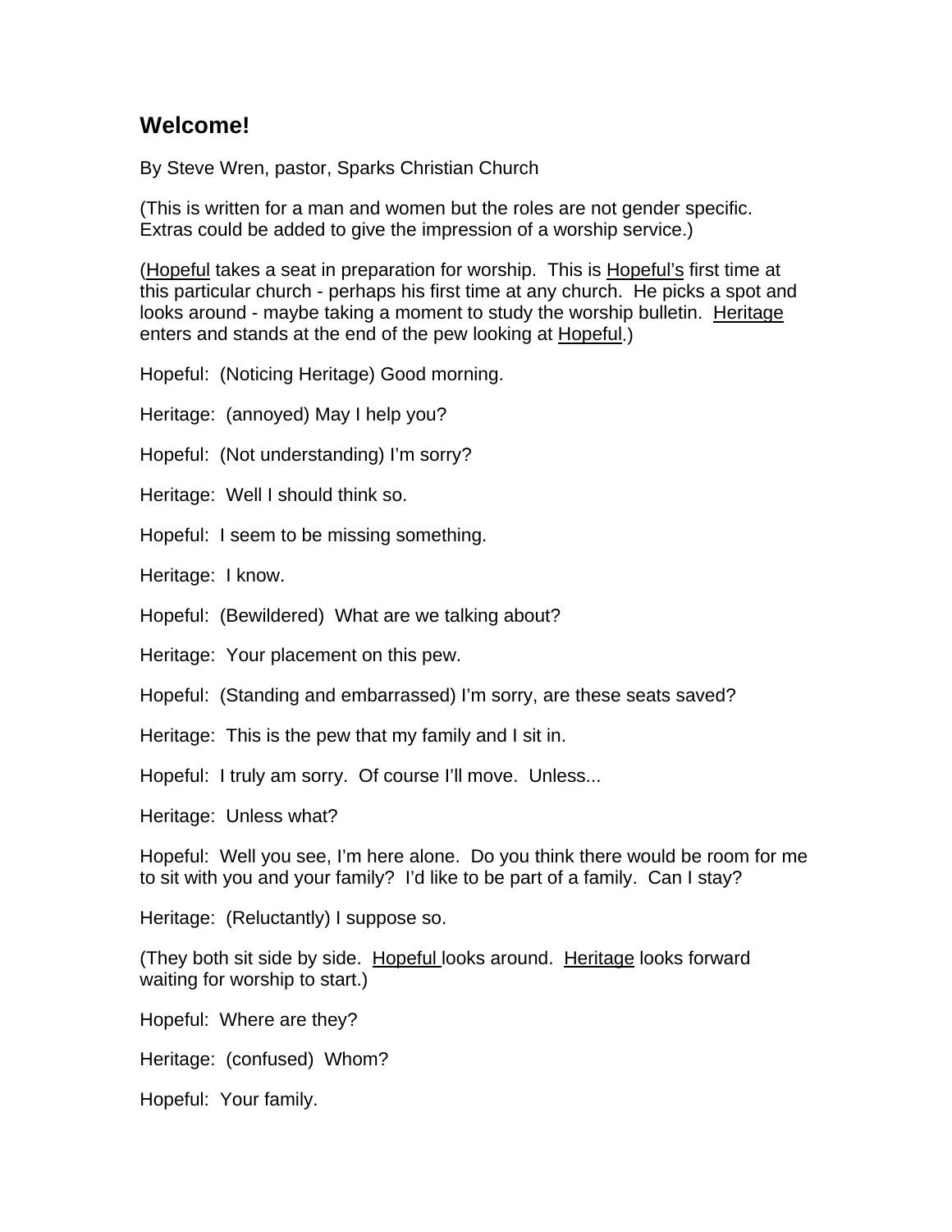## Welcome!

By Steve Wren, pastor, Sparks Christian Church

(This is written for a man and women but the roles are not gender specific. Extras could be added to give the impression of a worship service.)

(Hopeful takes a seat in preparation for worship. This is Hopeful's first time at this particular church - perhaps his first time at any church. He picks a spot and looks around - maybe taking a moment to study the worship bulletin. Heritage enters and stands at the end of the pew looking at Hopeful.)

Hopeful: (Noticing Heritage) Good morning.

Heritage: (annoyed) May I help you?

Hopeful: (Not understanding) I'm sorry?

Heritage: Well I should think so.

Hopeful: I seem to be missing something.

Heritage: I know.

Hopeful: (Bewildered) What are we talking about?

Heritage: Your placement on this pew.

Hopeful: (Standing and embarrassed) I'm sorry, are these seats saved?

Heritage: This is the pew that my family and I sit in.

Hopeful: I truly am sorry. Of course I'll move. Unless...

Heritage: Unless what?

Hopeful: Well you see, I'm here alone. Do you think there would be room for me to sit with you and your family? I'd like to be part of a family. Can I stay?

Heritage: (Reluctantly) I suppose so.

(They both sit side by side. Hopeful looks around. Heritage looks forward waiting for worship to start.)

Hopeful: Where are they?

Heritage: (confused) Whom?

Hopeful: Your family.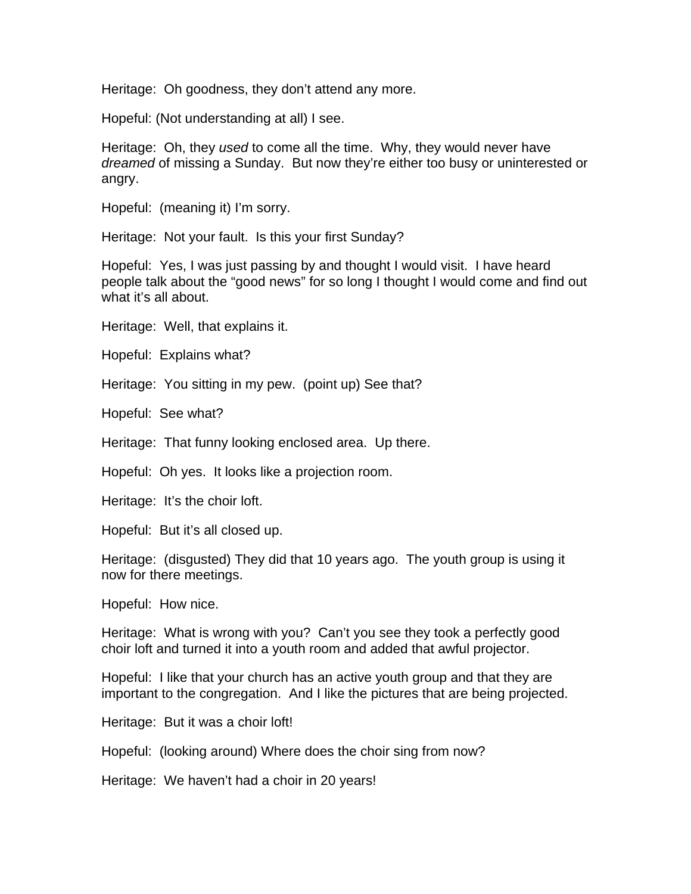Heritage:  Oh goodness, they don't attend any more.

Hopeful: (Not understanding at all) I see.

Heritage:  Oh, they *used* to come all the time.  Why, they would never have *dreamed* of missing a Sunday.  But now they're either too busy or uninterested or angry.

Hopeful:  (meaning it) I'm sorry.

Heritage:  Not your fault.  Is this your first Sunday?

Hopeful:  Yes, I was just passing by and thought I would visit.  I have heard people talk about the "good news" for so long I thought I would come and find out what it's all about.

Heritage:  Well, that explains it.

Hopeful:  Explains what?

Heritage:  You sitting in my pew.  (point up) See that?

Hopeful:  See what?

Heritage:  That funny looking enclosed area.  Up there.

Hopeful:  Oh yes.  It looks like a projection room.

Heritage:  It's the choir loft.

Hopeful:  But it's all closed up.

Heritage:  (disgusted) They did that 10 years ago.  The youth group is using it now for there meetings.

Hopeful:  How nice.

Heritage:  What is wrong with you?  Can't you see they took a perfectly good choir loft and turned it into a youth room and added that awful projector.

Hopeful:  I like that your church has an active youth group and that they are important to the congregation.  And I like the pictures that are being projected.

Heritage:  But it was a choir loft!

Hopeful:  (looking around) Where does the choir sing from now?

Heritage:  We haven't had a choir in 20 years!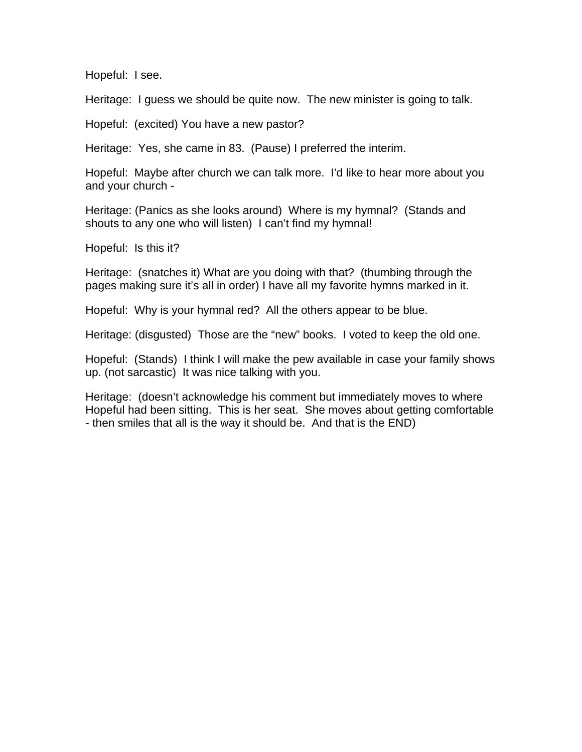Hopeful: I see.

Heritage: I guess we should be quite now. The new minister is going to talk.

Hopeful: (excited) You have a new pastor?

Heritage: Yes, she came in 83. (Pause) I preferred the interim.

Hopeful: Maybe after church we can talk more. I'd like to hear more about you and your church -

Heritage: (Panics as she looks around) Where is my hymnal? (Stands and shouts to any one who will listen) I can't find my hymnal!

Hopeful: Is this it?

Heritage: (snatches it) What are you doing with that? (thumbing through the pages making sure it's all in order) I have all my favorite hymns marked in it.

Hopeful: Why is your hymnal red? All the others appear to be blue.

Heritage: (disgusted) Those are the "new" books. I voted to keep the old one.

Hopeful: (Stands) I think I will make the pew available in case your family shows up. (not sarcastic) It was nice talking with you.

Heritage: (doesn't acknowledge his comment but immediately moves to where Hopeful had been sitting. This is her seat. She moves about getting comfortable - then smiles that all is the way it should be. And that is the END)